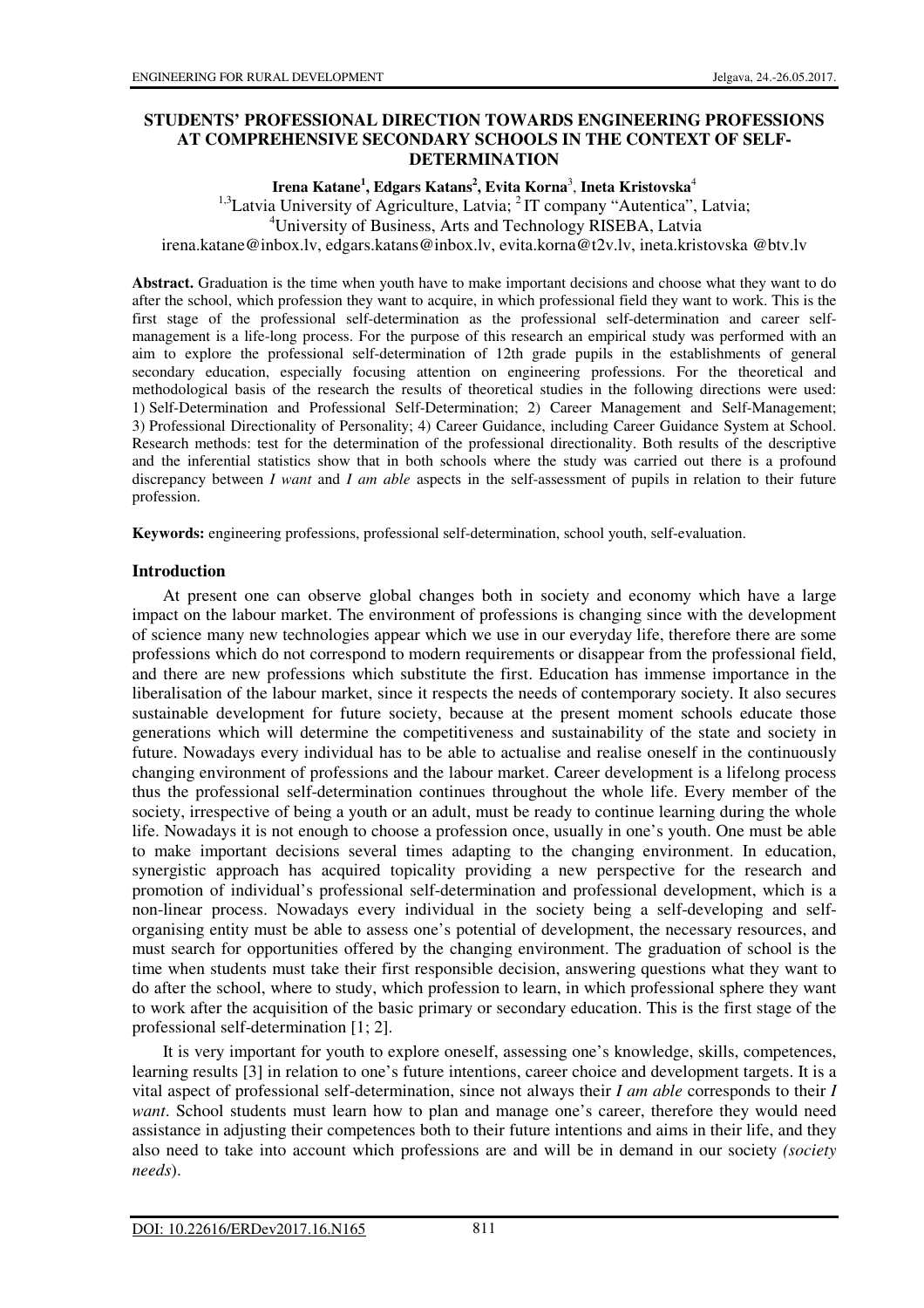# STUDENTS' PROFESSIONAL DIRECTION TOWARDS ENGINEERING PROFESSIONS AT COMPREHENSIVE SECONDARY SCHOOLS IN THE CONTEXT OF SELF-DETERMINATION

**Irena Katane[1], Edgars Katans[2], Evita Korna[3], Ineta Kristovska[4]**

[1,3]Latvia University of Agriculture, Latvia; [2] IT company "Autentica", Latvia;
[4]University of Business, Arts and Technology RISEBA, Latvia

irena.katane@inbox.lv, edgars.katans@inbox.lv, evita.korna@t2v.lv, ineta.kristovska @btv.lv

**Abstract.** Graduation is the time when youth have to make important decisions and choose what they want to do after the school, which profession they want to acquire, in which professional field they want to work. This is the first stage of the professional self-determination as the professional self-determination and career self-management is a life-long process. For the purpose of this research an empirical study was performed with an aim to explore the professional self-determination of 12th grade pupils in the establishments of general secondary education, especially focusing attention on engineering professions. For the theoretical and methodological basis of the research the results of theoretical studies in the following directions were used: 1) Self-Determination and Professional Self-Determination; 2) Career Management and Self-Management; 3) Professional Directionality of Personality; 4) Career Guidance, including Career Guidance System at School. Research methods: test for the determination of the professional directionality. Both results of the descriptive and the inferential statistics show that in both schools where the study was carried out there is a profound discrepancy between *I want* and *I am able* aspects in the self-assessment of pupils in relation to their future profession.

**Keywords:** engineering professions, professional self-determination, school youth, self-evaluation.

## Introduction

At present one can observe global changes both in society and economy which have a large impact on the labour market. The environment of professions is changing since with the development of science many new technologies appear which we use in our everyday life, therefore there are some professions which do not correspond to modern requirements or disappear from the professional field, and there are new professions which substitute the first. Education has immense importance in the liberalisation of the labour market, since it respects the needs of contemporary society. It also secures sustainable development for future society, because at the present moment schools educate those generations which will determine the competitiveness and sustainability of the state and society in future. Nowadays every individual has to be able to actualise and realise oneself in the continuously changing environment of professions and the labour market. Career development is a lifelong process thus the professional self-determination continues throughout the whole life. Every member of the society, irrespective of being a youth or an adult, must be ready to continue learning during the whole life. Nowadays it is not enough to choose a profession once, usually in one's youth. One must be able to make important decisions several times adapting to the changing environment. In education, synergistic approach has acquired topicality providing a new perspective for the research and promotion of individual's professional self-determination and professional development, which is a non-linear process. Nowadays every individual in the society being a self-developing and self-organising entity must be able to assess one's potential of development, the necessary resources, and must search for opportunities offered by the changing environment. The graduation of school is the time when students must take their first responsible decision, answering questions what they want to do after the school, where to study, which profession to learn, in which professional sphere they want to work after the acquisition of the basic primary or secondary education. This is the first stage of the professional self-determination [1; 2].

It is very important for youth to explore oneself, assessing one's knowledge, skills, competences, learning results [3] in relation to one's future intentions, career choice and development targets. It is a vital aspect of professional self-determination, since not always their *I am able* corresponds to their *I want*. School students must learn how to plan and manage one's career, therefore they would need assistance in adjusting their competences both to their future intentions and aims in their life, and they also need to take into account which professions are and will be in demand in our society *(society needs*).

DOI: 10.22616/ERDev2017.16.N165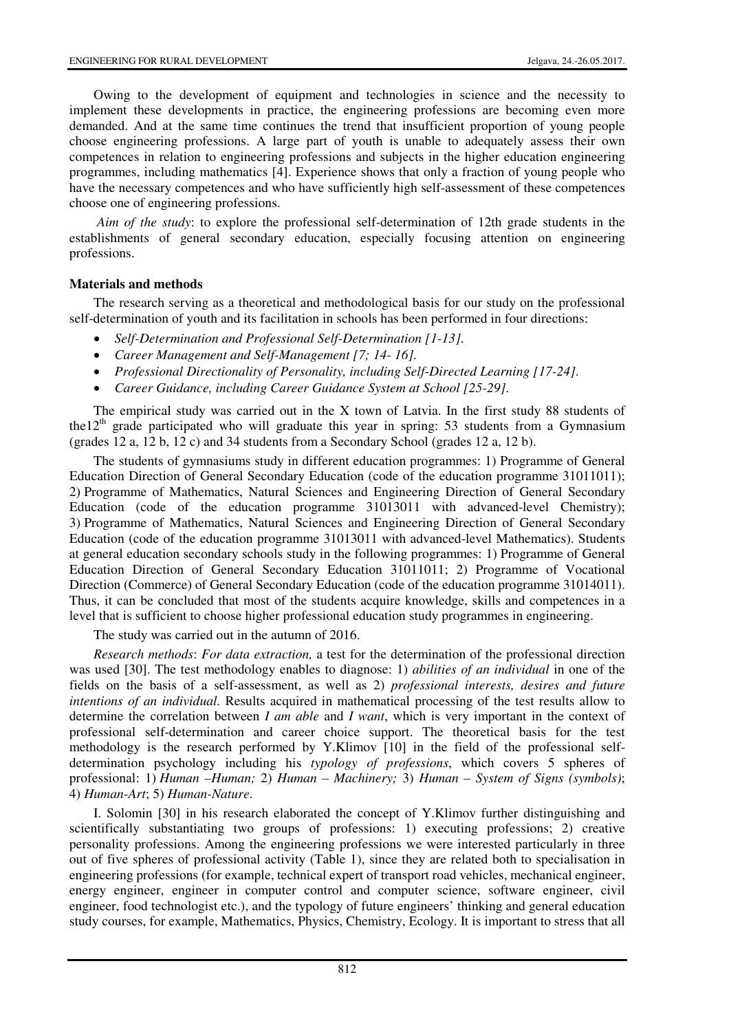Owing to the development of equipment and technologies in science and the necessity to implement these developments in practice, the engineering professions are becoming even more demanded. And at the same time continues the trend that insufficient proportion of young people choose engineering professions. A large part of youth is unable to adequately assess their own competences in relation to engineering professions and subjects in the higher education engineering programmes, including mathematics [4]. Experience shows that only a fraction of young people who have the necessary competences and who have sufficiently high self-assessment of these competences choose one of engineering professions.

*Aim of the study*: to explore the professional self-determination of 12th grade students in the establishments of general secondary education, especially focusing attention on engineering professions.

## Materials and methods

The research serving as a theoretical and methodological basis for our study on the professional self-determination of youth and its facilitation in schools has been performed in four directions:

- *Self-Determination and Professional Self-Determination [1-13].*
- *Career Management and Self-Management [7; 14- 16].*
- *Professional Directionality of Personality, including Self-Directed Learning [17-24].*
- *Career Guidance, including Career Guidance System at School [25-29].*

The empirical study was carried out in the X town of Latvia. In the first study 88 students of the12th grade participated who will graduate this year in spring: 53 students from a Gymnasium (grades 12 a, 12 b, 12 c) and 34 students from a Secondary School (grades 12 a, 12 b).

The students of gymnasiums study in different education programmes: 1) Programme of General Education Direction of General Secondary Education (code of the education programme 31011011); 2) Programme of Mathematics, Natural Sciences and Engineering Direction of General Secondary Education (code of the education programme 31013011 with advanced-level Chemistry); 3) Programme of Mathematics, Natural Sciences and Engineering Direction of General Secondary Education (code of the education programme 31013011 with advanced-level Mathematics). Students at general education secondary schools study in the following programmes: 1) Programme of General Education Direction of General Secondary Education 31011011; 2) Programme of Vocational Direction (Commerce) of General Secondary Education (code of the education programme 31014011). Thus, it can be concluded that most of the students acquire knowledge, skills and competences in a level that is sufficient to choose higher professional education study programmes in engineering.

The study was carried out in the autumn of 2016.

*Research methods*: *For data extraction,* a test for the determination of the professional direction was used [30]. The test methodology enables to diagnose: 1) *abilities of an individual* in one of the fields on the basis of a self-assessment, as well as 2) *professional interests, desires and future intentions of an individual.* Results acquired in mathematical processing of the test results allow to determine the correlation between *I am able* and *I want*, which is very important in the context of professional self-determination and career choice support. The theoretical basis for the test methodology is the research performed by Y.Klimov [10] in the field of the professional self-determination psychology including his *typology of professions*, which covers 5 spheres of professional: 1) *Human –Human;* 2) *Human – Machinery;* 3) *Human – System of Signs (symbols)*; 4) *Human-Art*; 5) *Human-Nature*.

I. Solomin [30] in his research elaborated the concept of Y.Klimov further distinguishing and scientifically substantiating two groups of professions: 1) executing professions; 2) creative personality professions. Among the engineering professions we were interested particularly in three out of five spheres of professional activity (Table 1), since they are related both to specialisation in engineering professions (for example, technical expert of transport road vehicles, mechanical engineer, energy engineer, engineer in computer control and computer science, software engineer, civil engineer, food technologist etc.), and the typology of future engineers' thinking and general education study courses, for example, Mathematics, Physics, Chemistry, Ecology. It is important to stress that all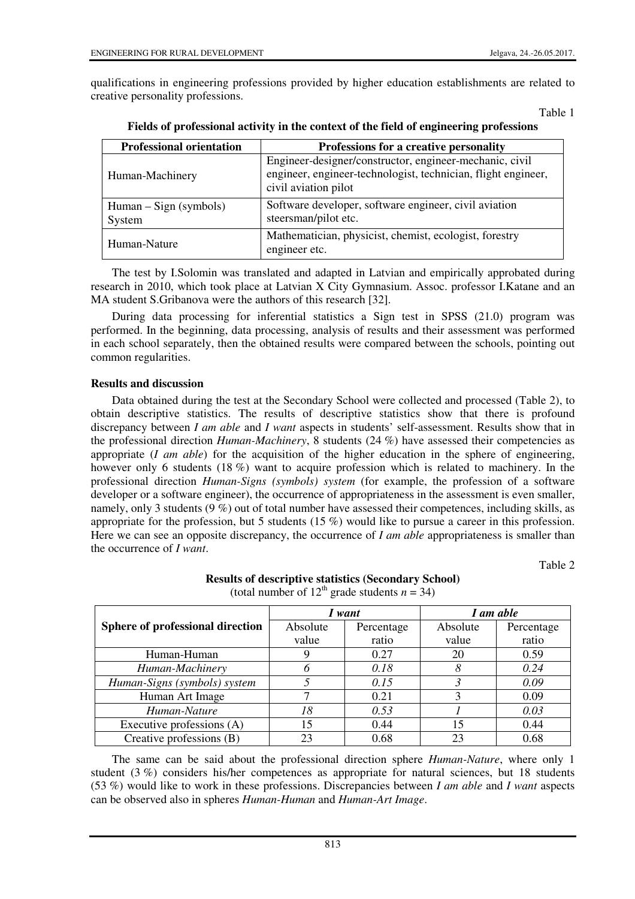qualifications in engineering professions provided by higher education establishments are related to creative personality professions.

Table 1

**Fields of professional activity in the context of the field of engineering professions**

| Professional orientation | Professions for a creative personality |
|---|---|
| Human-Machinery | Engineer-designer/constructor, engineer-mechanic, civil engineer, engineer-technologist, technician, flight engineer, civil aviation pilot |
| Human – Sign (symbols) System | Software developer, software engineer, civil aviation steersman/pilot etc. |
| Human-Nature | Mathematician, physicist, chemist, ecologist, forestry engineer etc. |

The test by I.Solomin was translated and adapted in Latvian and empirically approbated during research in 2010, which took place at Latvian X City Gymnasium. Assoc. professor I.Katane and an MA student S.Gribanova were the authors of this research [32].

During data processing for inferential statistics a Sign test in SPSS (21.0) program was performed. In the beginning, data processing, analysis of results and their assessment was performed in each school separately, then the obtained results were compared between the schools, pointing out common regularities.

## Results and discussion

Data obtained during the test at the Secondary School were collected and processed (Table 2), to obtain descriptive statistics. The results of descriptive statistics show that there is profound discrepancy between *I am able* and *I want* aspects in students' self-assessment. Results show that in the professional direction *Human-Machinery*, 8 students (24 %) have assessed their competencies as appropriate (*I am able*) for the acquisition of the higher education in the sphere of engineering, however only 6 students (18 %) want to acquire profession which is related to machinery. In the professional direction *Human-Signs (symbols) system* (for example, the profession of a software developer or a software engineer), the occurrence of appropriateness in the assessment is even smaller, namely, only 3 students (9 %) out of total number have assessed their competences, including skills, as appropriate for the profession, but 5 students (15 %) would like to pursue a career in this profession. Here we can see an opposite discrepancy, the occurrence of *I am able* appropriateness is smaller than the occurrence of *I want*.

Table 2

**Results of descriptive statistics (Secondary School)**
(total number of 12[th] grade students $n = 34$)

| Sphere of professional direction | *I want* | | *I am able* | |
|---|---|---|---|---|
| | Absolute value | Percentage ratio | Absolute value | Percentage ratio |
| Human-Human | 9 | 0.27 | 20 | 0.59 |
| *Human-Machinery* | *6* | *0.18* | *8* | *0.24* |
| *Human-Signs (symbols) system* | *5* | *0.15* | *3* | *0.09* |
| Human Art Image | 7 | 0.21 | 3 | 0.09 |
| *Human-Nature* | *18* | *0.53* | *1* | *0.03* |
| Executive professions (A) | 15 | 0.44 | 15 | 0.44 |
| Creative professions (B) | 23 | 0.68 | 23 | 0.68 |

The same can be said about the professional direction sphere *Human-Nature*, where only 1 student (3 %) considers his/her competences as appropriate for natural sciences, but 18 students (53 %) would like to work in these professions. Discrepancies between *I am able* and *I want* aspects can be observed also in spheres *Human-Human* and *Human-Art Image*.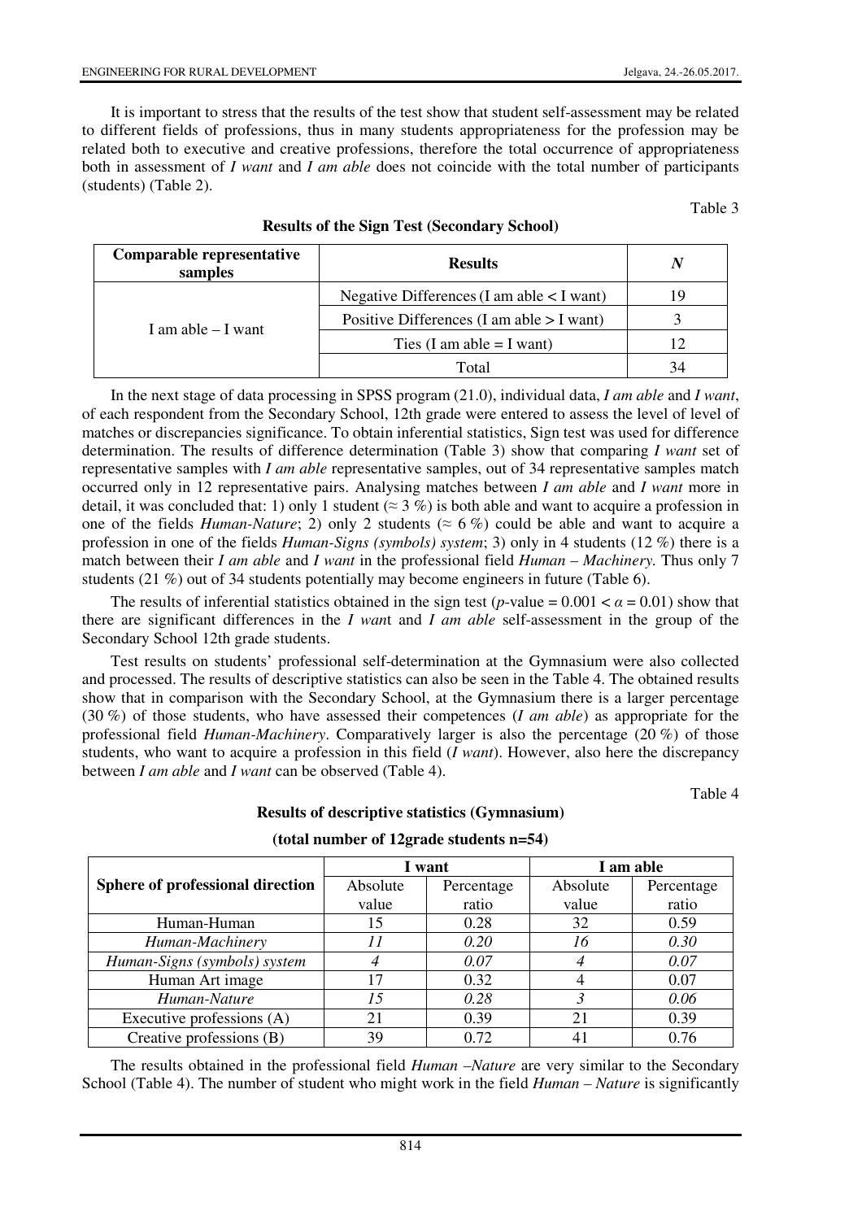It is important to stress that the results of the test show that student self-assessment may be related to different fields of professions, thus in many students appropriateness for the profession may be related both to executive and creative professions, therefore the total occurrence of appropriateness both in assessment of *I want* and *I am able* does not coincide with the total number of participants (students) (Table 2).

Table 3

**Results of the Sign Test (Secondary School)**

| Comparable representative samples | Results | *N* |
|---|---|---|
| I am able – I want | Negative Differences (I am able < I want) | 19 |
| | Positive Differences (I am able > I want) | 3 |
| | Ties (I am able = I want) | 12 |
| | Total | 34 |

In the next stage of data processing in SPSS program (21.0), individual data, *I am able* and *I want*, of each respondent from the Secondary School, 12th grade were entered to assess the level of level of matches or discrepancies significance. To obtain inferential statistics, Sign test was used for difference determination. The results of difference determination (Table 3) show that comparing *I want* set of representative samples with *I am able* representative samples, out of 34 representative samples match occurred only in 12 representative pairs. Analysing matches between *I am able* and *I want* more in detail, it was concluded that: 1) only 1 student (≈ 3 %) is both able and want to acquire a profession in one of the fields *Human-Nature*; 2) only 2 students (≈ 6 %) could be able and want to acquire a profession in one of the fields *Human-Signs (symbols) system*; 3) only in 4 students (12 %) there is a match between their *I am able* and *I want* in the professional field *Human – Machinery.* Thus only 7 students (21 %) out of 34 students potentially may become engineers in future (Table 6).

The results of inferential statistics obtained in the sign test ($p$-value = 0.001 < $\alpha$ = 0.01) show that there are significant differences in the *I want* and *I am able* self-assessment in the group of the Secondary School 12th grade students.

Test results on students' professional self-determination at the Gymnasium were also collected and processed. The results of descriptive statistics can also be seen in the Table 4. The obtained results show that in comparison with the Secondary School, at the Gymnasium there is a larger percentage (30 %) of those students, who have assessed their competences (*I am able*) as appropriate for the professional field *Human-Machinery*. Comparatively larger is also the percentage (20 %) of those students, who want to acquire a profession in this field (*I want*). However, also here the discrepancy between *I am able* and *I want* can be observed (Table 4).

Table 4

**Results of descriptive statistics (Gymnasium)**

**(total number of 12grade students n=54)**

| Sphere of professional direction | I want | | I am able | |
|---|---|---|---|---|
| | Absolute value | Percentage ratio | Absolute value | Percentage ratio |
| Human-Human | 15 | 0.28 | 32 | 0.59 |
| *Human-Machinery* | *11* | *0.20* | *16* | *0.30* |
| *Human-Signs (symbols) system* | *4* | *0.07* | *4* | *0.07* |
| Human Art image | 17 | 0.32 | 4 | 0.07 |
| *Human-Nature* | *15* | *0.28* | *3* | *0.06* |
| Executive professions (A) | 21 | 0.39 | 21 | 0.39 |
| Creative professions (B) | 39 | 0.72 | 41 | 0.76 |

The results obtained in the professional field *Human –Nature* are very similar to the Secondary School (Table 4). The number of student who might work in the field *Human – Nature* is significantly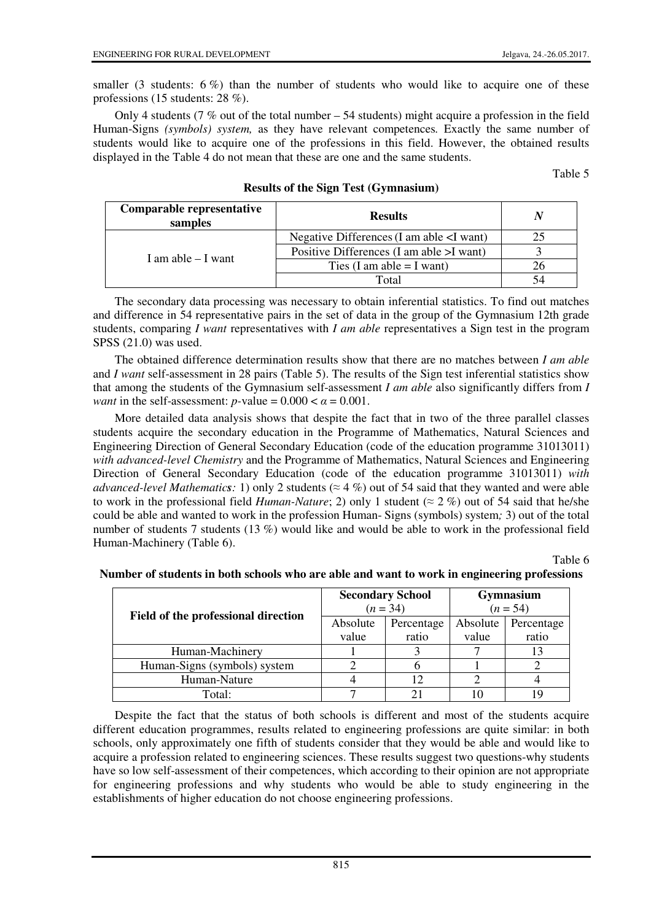smaller (3 students: 6 %) than the number of students who would like to acquire one of these professions (15 students: 28 %).

Only 4 students (7 % out of the total number – 54 students) might acquire a profession in the field Human-Signs *(symbols) system,* as they have relevant competences. Exactly the same number of students would like to acquire one of the professions in this field. However, the obtained results displayed in the Table 4 do not mean that these are one and the same students.

Table 5

**Results of the Sign Test (Gymnasium)**

| Comparable representative samples | Results | *N* |
|---|---|---|
| I am able – I want | Negative Differences (I am able <I want) | 25 |
| | Positive Differences (I am able >I want) | 3 |
| | Ties (I am able = I want) | 26 |
| | Total | 54 |

The secondary data processing was necessary to obtain inferential statistics. To find out matches and difference in 54 representative pairs in the set of data in the group of the Gymnasium 12th grade students, comparing *I want* representatives with *I am able* representatives a Sign test in the program SPSS (21.0) was used.

The obtained difference determination results show that there are no matches between *I am able* and *I want* self-assessment in 28 pairs (Table 5). The results of the Sign test inferential statistics show that among the students of the Gymnasium self-assessment *I am able* also significantly differs from *I want* in the self-assessment: $p$-value $= 0.000 < \alpha = 0.001$.

More detailed data analysis shows that despite the fact that in two of the three parallel classes students acquire the secondary education in the Programme of Mathematics, Natural Sciences and Engineering Direction of General Secondary Education (code of the education programme 31013011) *with advanced-level Chemistry* and the Programme of Mathematics, Natural Sciences and Engineering Direction of General Secondary Education (code of the education programme 31013011) *with advanced-level Mathematics:* 1) only 2 students (≈ 4 %) out of 54 said that they wanted and were able to work in the professional field *Human-Nature*; 2) only 1 student (≈ 2 %) out of 54 said that he/she could be able and wanted to work in the profession Human- Signs (symbols) system*;* 3) out of the total number of students 7 students (13 %) would like and would be able to work in the professional field Human-Machinery (Table 6).

Table 6

**Number of students in both schools who are able and want to work in engineering professions**

| Field of the professional direction | Secondary School ($n$ = 34) | | Gymnasium ($n$ = 54) | |
|---|---|---|---|---|
| | Absolute value | Percentage ratio | Absolute value | Percentage ratio |
| Human-Machinery | 1 | 3 | 7 | 13 |
| Human-Signs (symbols) system | 2 | 6 | 1 | 2 |
| Human-Nature | 4 | 12 | 2 | 4 |
| Total: | 7 | 21 | 10 | 19 |

Despite the fact that the status of both schools is different and most of the students acquire different education programmes, results related to engineering professions are quite similar: in both schools, only approximately one fifth of students consider that they would be able and would like to acquire a profession related to engineering sciences. These results suggest two questions-why students have so low self-assessment of their competences, which according to their opinion are not appropriate for engineering professions and why students who would be able to study engineering in the establishments of higher education do not choose engineering professions.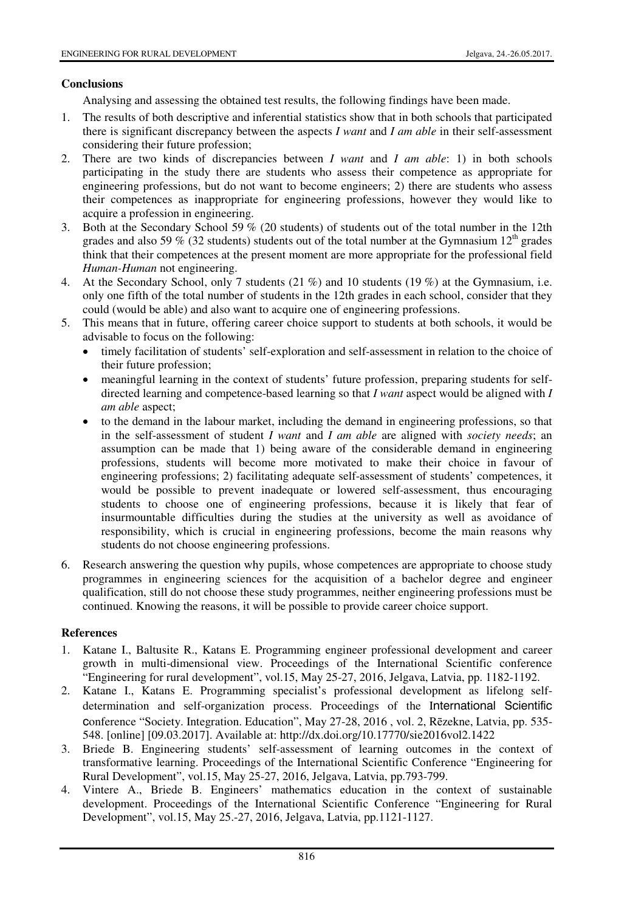## Conclusions

Analysing and assessing the obtained test results, the following findings have been made.

1. The results of both descriptive and inferential statistics show that in both schools that participated there is significant discrepancy between the aspects *I want* and *I am able* in their self-assessment considering their future profession;
2. There are two kinds of discrepancies between *I want* and *I am able*: 1) in both schools participating in the study there are students who assess their competence as appropriate for engineering professions, but do not want to become engineers; 2) there are students who assess their competences as inappropriate for engineering professions, however they would like to acquire a profession in engineering.
3. Both at the Secondary School 59 % (20 students) of students out of the total number in the 12th grades and also 59 % (32 students) students out of the total number at the Gymnasium 12th grades think that their competences at the present moment are more appropriate for the professional field *Human-Human* not engineering.
4. At the Secondary School, only 7 students (21 %) and 10 students (19 %) at the Gymnasium, i.e. only one fifth of the total number of students in the 12th grades in each school, consider that they could (would be able) and also want to acquire one of engineering professions.
5. This means that in future, offering career choice support to students at both schools, it would be advisable to focus on the following:
   - timely facilitation of students' self-exploration and self-assessment in relation to the choice of their future profession;
   - meaningful learning in the context of students' future profession, preparing students for self-directed learning and competence-based learning so that *I want* aspect would be aligned with *I am able* aspect;
   - to the demand in the labour market, including the demand in engineering professions, so that in the self-assessment of student *I want* and *I am able* are aligned with *society needs*; an assumption can be made that 1) being aware of the considerable demand in engineering professions, students will become more motivated to make their choice in favour of engineering professions; 2) facilitating adequate self-assessment of students' competences, it would be possible to prevent inadequate or lowered self-assessment, thus encouraging students to choose one of engineering professions, because it is likely that fear of insurmountable difficulties during the studies at the university as well as avoidance of responsibility, which is crucial in engineering professions, become the main reasons why students do not choose engineering professions.
6. Research answering the question why pupils, whose competences are appropriate to choose study programmes in engineering sciences for the acquisition of a bachelor degree and engineer qualification, still do not choose these study programmes, neither engineering professions must be continued. Knowing the reasons, it will be possible to provide career choice support.

## References

1. Katane I., Baltusite R., Katans E. Programming engineer professional development and career growth in multi-dimensional view. Proceedings of the International Scientific conference "Engineering for rural development", vol.15, May 25-27, 2016, Jelgava, Latvia, pp. 1182-1192.
2. Katane I., Katans E. Programming specialist's professional development as lifelong self-determination and self-organization process. Proceedings of the International Scientific conference "Society. Integration. Education", May 27-28, 2016 , vol. 2, Rēzekne, Latvia, pp. 535-548. [online] [09.03.2017]. Available at: http://dx.doi.org/10.17770/sie2016vol2.1422
3. Briede B. Engineering students' self-assessment of learning outcomes in the context of transformative learning. Proceedings of the International Scientific Conference "Engineering for Rural Development", vol.15, May 25-27, 2016, Jelgava, Latvia, pp.793-799.
4. Vintere A., Briede B. Engineers' mathematics education in the context of sustainable development. Proceedings of the International Scientific Conference "Engineering for Rural Development", vol.15, May 25.-27, 2016, Jelgava, Latvia, pp.1121-1127.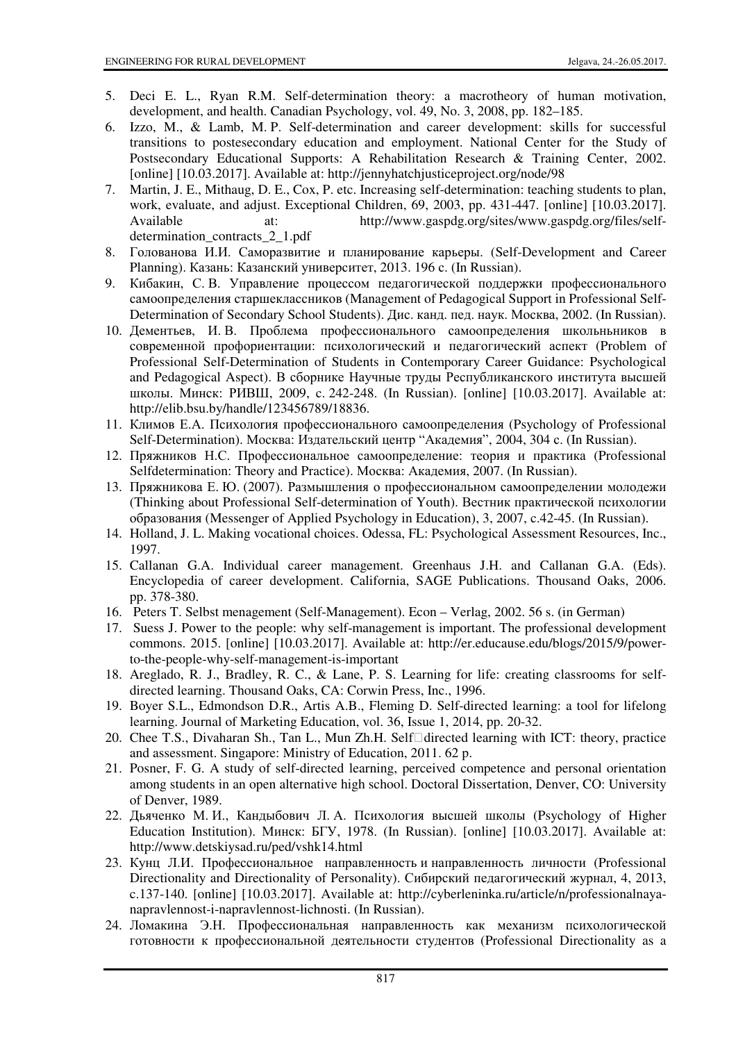5. Deci E. L., Ryan R.M. Self-determination theory: a macrotheory of human motivation, development, and health. Canadian Psychology, vol. 49, No. 3, 2008, pp. 182–185.
6. Izzo, M., & Lamb, M. P. Self-determination and career development: skills for successful transitions to postesecondary education and employment. National Center for the Study of Postsecondary Educational Supports: A Rehabilitation Research & Training Center, 2002. [online] [10.03.2017]. Available at: http://jennyhatchjusticeproject.org/node/98
7. Martin, J. E., Mithaug, D. E., Cox, P. etc. Increasing self-determination: teaching students to plan, work, evaluate, and adjust. Exceptional Children, 69, 2003, pp. 431-447. [online] [10.03.2017]. Available at: http://www.gaspdg.org/sites/www.gaspdg.org/files/self-determination_contracts_2_1.pdf
8. Голованова И.И. Саморазвитие и планирование карьеры. (Self-Development and Career Planning). Казань: Казанский университет, 2013. 196 с. (In Russian).
9. Кибакин, С. В. Управление процессом педагогической поддержки профессионального самоопределения старшеклассников (Management of Pedagogical Support in Professional Self-Determination of Secondary School Students). Дис. канд. пед. наук. Москва, 2002. (In Russian).
10. Дементьев, И. В. Проблема профессионального самоопределения школььников в современной профориентации: психологический и педагогический аспект (Problem of Professional Self-Determination of Students in Contemporary Career Guidance: Psychological and Pedagogical Aspect). В сборнике Научные труды Республиканского института высшей школы. Минск: РИВШ, 2009, с. 242-248. (In Russian). [online] [10.03.2017]. Available at: http://elib.bsu.by/handle/123456789/18836.
11. Климов Е.А. Психология профессионального самоопределения (Psychology of Professional Self-Determination). Москва: Издательский центр "Академия", 2004, 304 с. (In Russian).
12. Пряжников Н.С. Профессиональное самоопределение: теория и практика (Professional Selfdetermination: Theory and Practice). Москва: Академия, 2007. (In Russian).
13. Пряжникова Е. Ю. (2007). Размышления о профессиональном самоопределении молодежи (Thinking about Professional Self-determination of Youth). Вестник практической психологии образования (Messenger of Applied Psychology in Education), 3, 2007, с.42-45. (In Russian).
14. Holland, J. L. Making vocational choices. Odessa, FL: Psychological Assessment Resources, Inc., 1997.
15. Callanan G.A. Individual career management. Greenhaus J.H. and Callanan G.A. (Eds). Encyclopedia of career development. California, SAGE Publications. Thousand Oaks, 2006. pp. 378-380.
16. Peters T. Selbst menagement (Self-Management). Econ – Verlag, 2002. 56 s. (in German)
17. Suess J. Power to the people: why self-management is important. The professional development commons. 2015. [online] [10.03.2017]. Available at: http://er.educause.edu/blogs/2015/9/power-to-the-people-why-self-management-is-important
18. Areglado, R. J., Bradley, R. C., & Lane, P. S. Learning for life: creating classrooms for self-directed learning. Thousand Oaks, CA: Corwin Press, Inc., 1996.
19. Boyer S.L., Edmondson D.R., Artis A.B., Fleming D. Self-directed learning: a tool for lifelong learning. Journal of Marketing Education, vol. 36, Issue 1, 2014, pp. 20-32.
20. Chee T.S., Divaharan Sh., Tan L., Mun Zh.H. Self-directed learning with ICT: theory, practice and assessment. Singapore: Ministry of Education, 2011. 62 p.
21. Posner, F. G. A study of self-directed learning, perceived competence and personal orientation among students in an open alternative high school. Doctoral Dissertation, Denver, CO: University of Denver, 1989.
22. Дьяченко М. И., Кандыбович Л. А. Психология высшей школы (Psychology of Higher Education Institution). Минск: БГУ, 1978. (In Russian). [online] [10.03.2017]. Available at: http://www.detskiysad.ru/ped/vshk14.html
23. Кунц Л.И. Профессиональное направленность и направленность личности (Professional Directionality and Directionality of Personality). Сибирский педагогический журнал, 4, 2013, с.137-140. [online] [10.03.2017]. Available at: http://cyberleninka.ru/article/n/professionalnaya-napravlennost-i-napravlennost-lichnosti. (In Russian).
24. Ломакина Э.Н. Профессиональная направленность как механизм психологической готовности к профессиональной деятельности студентов (Professional Directionality as a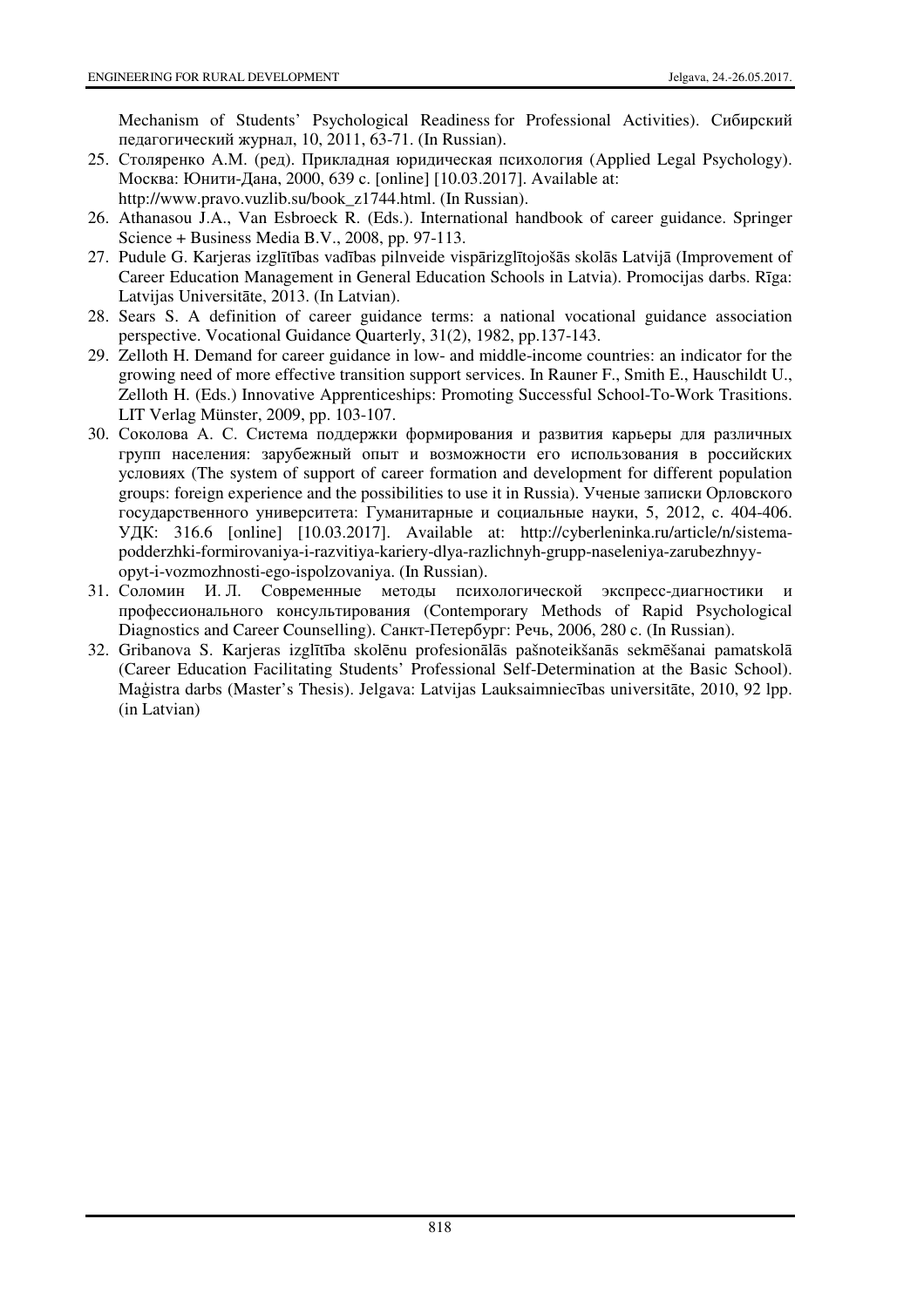Mechanism of Students' Psychological Readiness for Professional Activities). Сибирский педагогический журнал, 10, 2011, 63-71. (In Russian).

25. Столяренко А.М. (ред). Прикладная юридическая психология (Applied Legal Psychology). Москва: Юнити-Дана, 2000, 639 с. [online] [10.03.2017]. Available at: http://www.pravo.vuzlib.su/book_z1744.html. (In Russian).
26. Athanasou J.A., Van Esbroeck R. (Eds.). International handbook of career guidance. Springer Science + Business Media B.V., 2008, pp. 97-113.
27. Pudule G. Karjeras izglītības vadības pilnveide vispārizglītojošās skolās Latvijā (Improvement of Career Education Management in General Education Schools in Latvia). Promocijas darbs. Rīga: Latvijas Universitāte, 2013. (In Latvian).
28. Sears S. A definition of career guidance terms: a national vocational guidance association perspective. Vocational Guidance Quarterly, 31(2), 1982, pp.137-143.
29. Zelloth H. Demand for career guidance in low- and middle-income countries: an indicator for the growing need of more effective transition support services. In Rauner F., Smith E., Hauschildt U., Zelloth H. (Eds.) Innovative Apprenticeships: Promoting Successful School-To-Work Trasitions. LIT Verlag Münster, 2009, pp. 103-107.
30. Соколова А. С. Система поддержки формирования и развития карьеры для различных групп населения: зарубежный опыт и возможности его использования в российских условиях (The system of support of career formation and development for different population groups: foreign experience and the possibilities to use it in Russia). Ученые записки Орловского государственного университета: Гуманитарные и социальные науки, 5, 2012, с. 404-406. УДК: 316.6 [online] [10.03.2017]. Available at: http://cyberleninka.ru/article/n/sistema-podderzhki-formirovaniya-i-razvitiya-kariery-dlya-razlichnyh-grupp-naseleniya-zarubezhnyy-opyt-i-vozmozhnosti-ego-ispolzovaniya. (In Russian).
31. Соломин И. Л. Современные методы психологической экспресс-диагностики и профессионального консультирования (Contemporary Methods of Rapid Psychological Diagnostics and Career Counselling). Санкт-Петербург: Речь, 2006, 280 с. (In Russian).
32. Gribanova S. Karjeras izglītība skolēnu profesionālās pašnoteikšanās sekmēšanai pamatskolā (Career Education Facilitating Students' Professional Self-Determination at the Basic School). Maģistra darbs (Master's Thesis). Jelgava: Latvijas Lauksaimniecības universitāte, 2010, 92 lpp. (in Latvian)